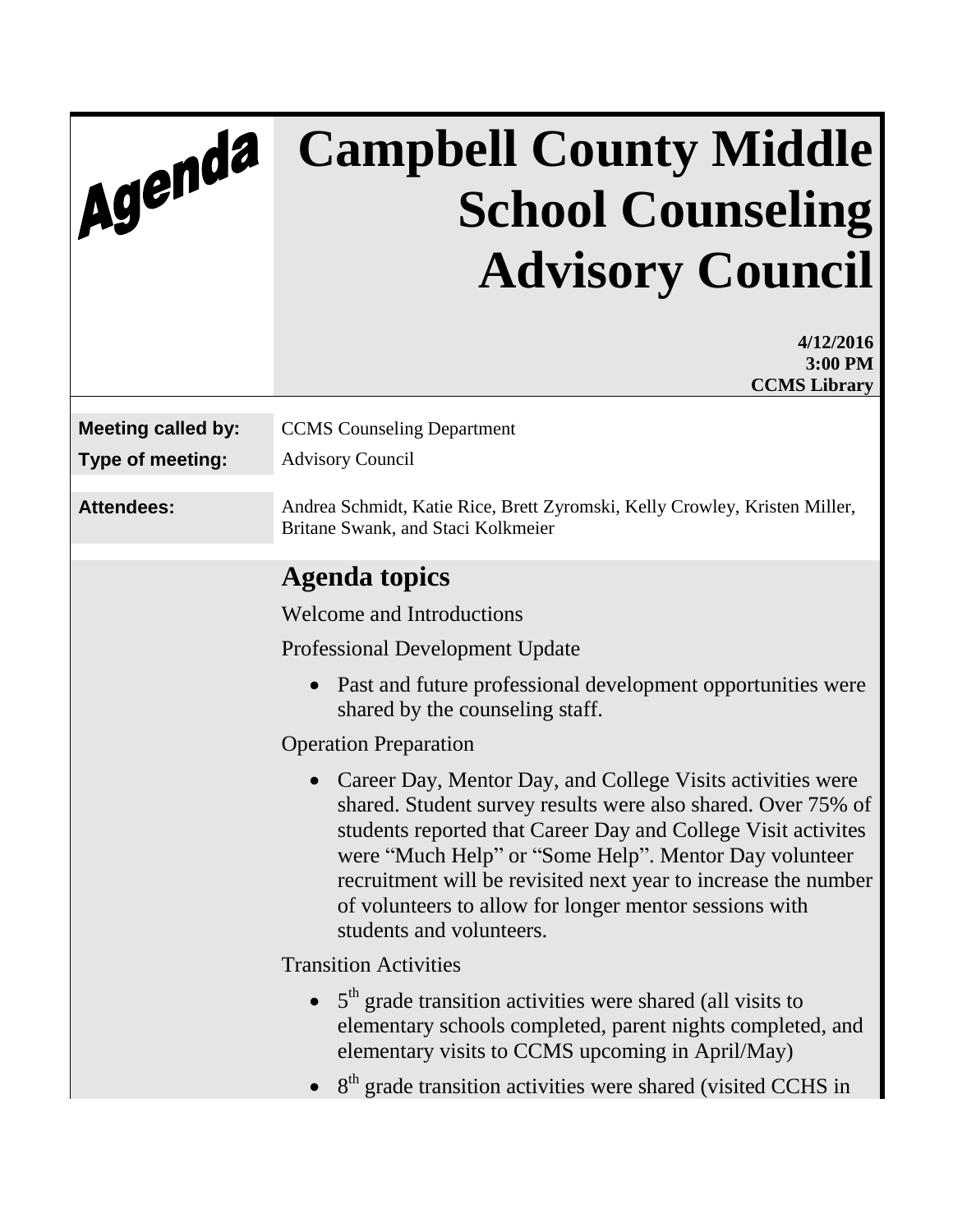Agenda

# Campbell County Middle School Counseling Advisory Council

**4/12/2016**
**3:00 PM**
**CCMS Library**

| | |
|---|---|
| **Meeting called by:** | CCMS Counseling Department |
| **Type of meeting:** | Advisory Council |
| **Attendees:** | Andrea Schmidt, Katie Rice, Brett Zyromski, Kelly Crowley, Kristen Miller, Britane Swank, and Staci Kolkmeier |

## Agenda topics

Welcome and Introductions

Professional Development Update

- Past and future professional development opportunities were shared by the counseling staff.

Operation Preparation

- Career Day, Mentor Day, and College Visits activities were shared. Student survey results were also shared. Over 75% of students reported that Career Day and College Visit activites were "Much Help" or "Some Help". Mentor Day volunteer recruitment will be revisited next year to increase the number of volunteers to allow for longer mentor sessions with students and volunteers.

Transition Activities

- 5th grade transition activities were shared (all visits to elementary schools completed, parent nights completed, and elementary visits to CCMS upcoming in April/May)
- 8th grade transition activities were shared (visited CCHS in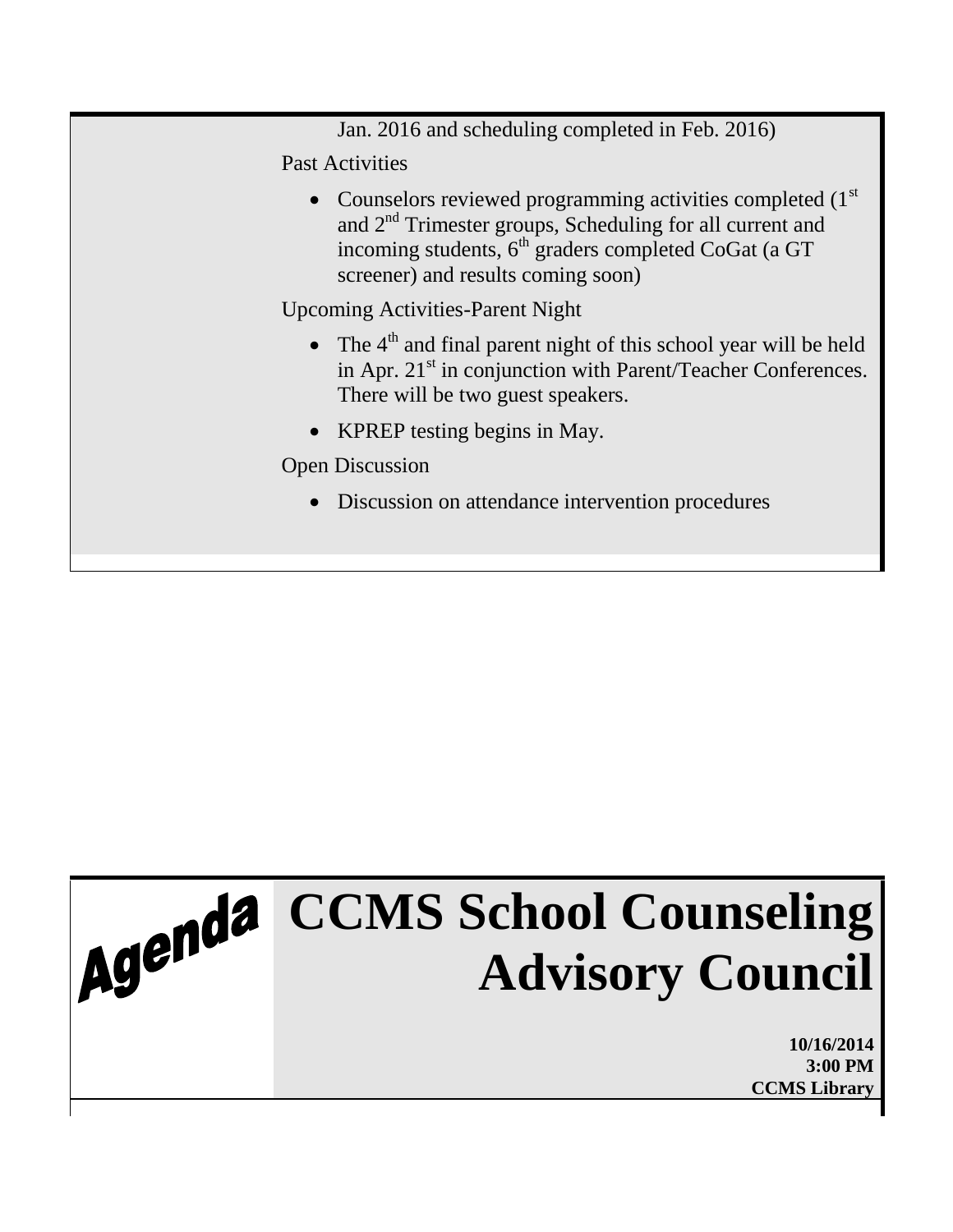Jan. 2016 and scheduling completed in Feb. 2016)

Past Activities

- Counselors reviewed programming activities completed (1st and 2nd Trimester groups, Scheduling for all current and incoming students, 6th graders completed CoGat (a GT screener) and results coming soon)

Upcoming Activities-Parent Night

- The 4th and final parent night of this school year will be held in Apr. 21st in conjunction with Parent/Teacher Conferences. There will be two guest speakers.
- KPREP testing begins in May.

Open Discussion

- Discussion on attendance intervention procedures

# Agenda CCMS School Counseling Advisory Council

**10/16/2014**
**3:00 PM**
**CCMS Library**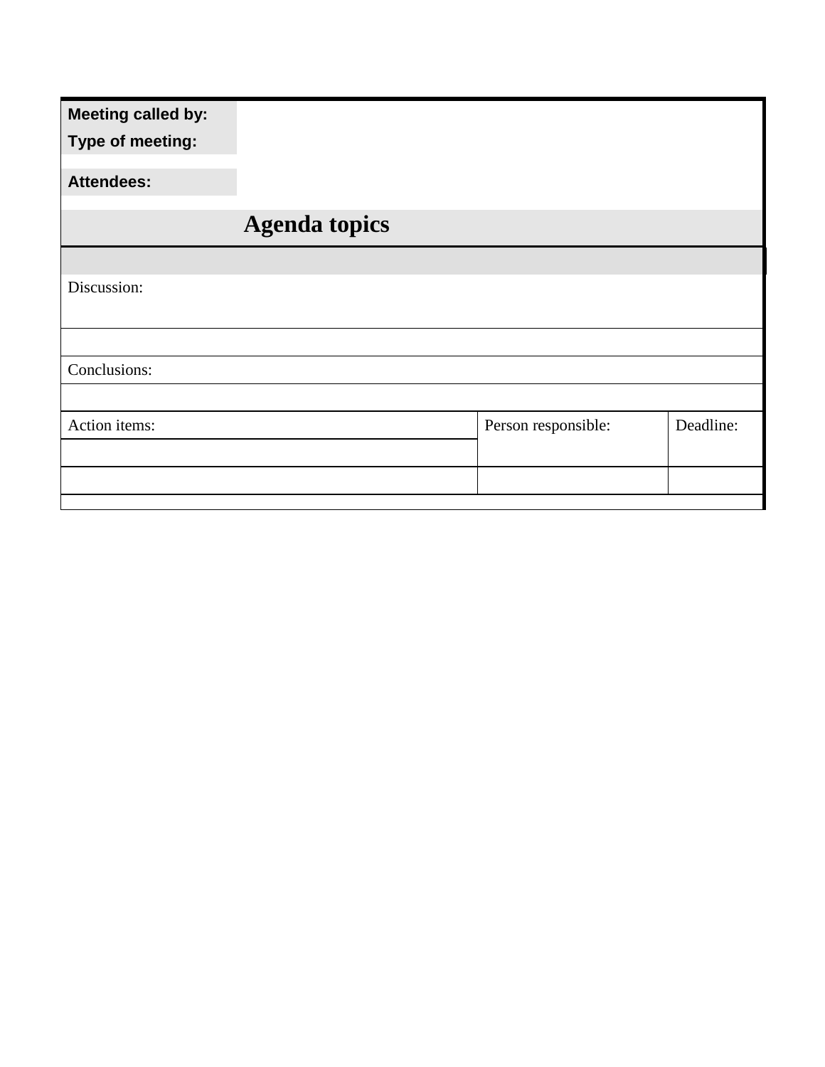| | |
|---|---|
| **Meeting called by:** | |
| **Type of meeting:** | |
| **Attendees:** | |

## Agenda topics

| | | |
|---|---|---|
| Discussion: | | |
| | | |
| Conclusions: | | |
| | | |
| Action items: | Person responsible: | Deadline: |
| | | |
| | | |